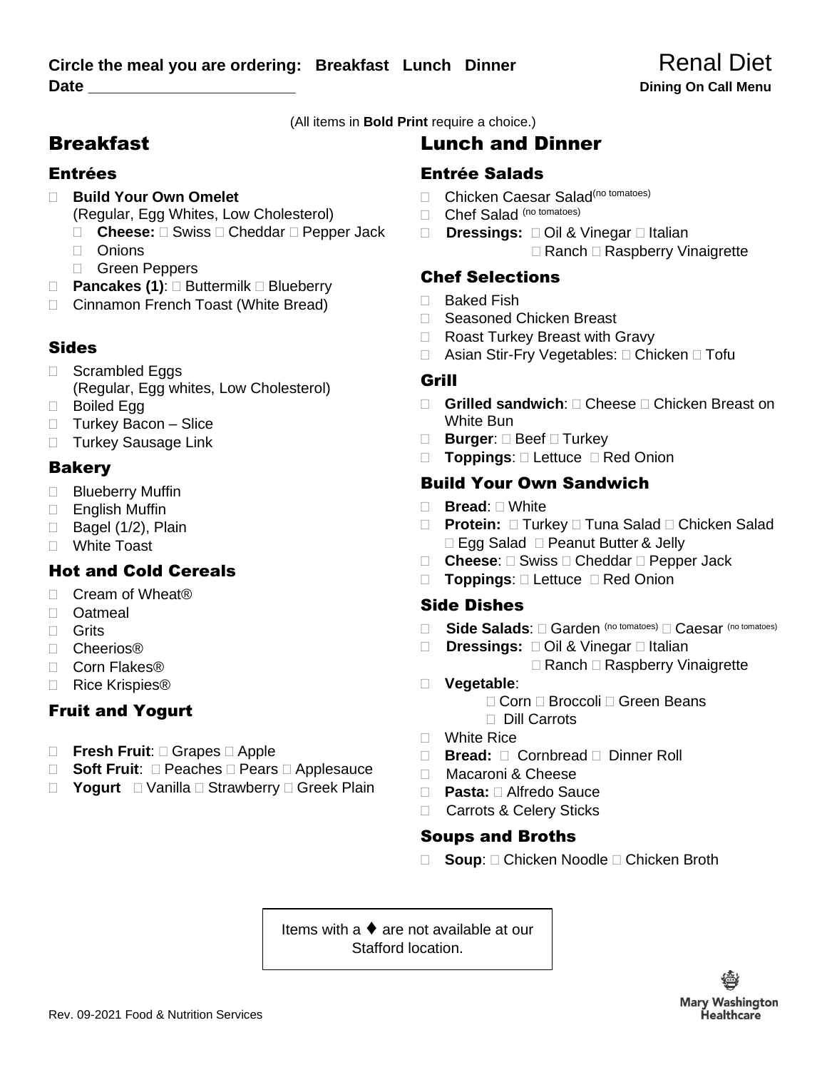**Circle the meal you are ordering: Breakfast Lunch Dinner**

**Date \_\_\_\_\_\_\_\_\_\_\_\_\_\_\_\_\_\_\_\_\_\_\_\_**

# Renal Diet

**Dining On Call Menu**

(All items in **Bold Print** require a choice.)

## Breakfast

### Entrées

- ☐ **Build Your Own Omelet** (Regular, Egg Whites, Low Cholesterol)
  - ☐ **Cheese:** ☐ Swiss ☐ Cheddar ☐ Pepper Jack
  - ☐ Onions
  - ☐ Green Peppers
- ☐ **Pancakes (1)**: ☐ Buttermilk ☐ Blueberry
- ☐ Cinnamon French Toast (White Bread)

### Sides

- ☐ Scrambled Eggs (Regular, Egg whites, Low Cholesterol)
- ☐ Boiled Egg
- ☐ Turkey Bacon – Slice
- ☐ Turkey Sausage Link

### Bakery

- ☐ Blueberry Muffin
- ☐ English Muffin
- ☐ Bagel (1/2), Plain
- ☐ White Toast

### Hot and Cold Cereals

- ☐ Cream of Wheat®
- ☐ Oatmeal
- ☐ Grits
- ☐ Cheerios®
- ☐ Corn Flakes®
- ☐ Rice Krispies®

### Fruit and Yogurt

- ☐ **Fresh Fruit**: ☐ Grapes ☐ Apple
- ☐ **Soft Fruit**: ☐ Peaches ☐ Pears ☐ Applesauce
- ☐ **Yogurt** ☐ Vanilla ☐ Strawberry ☐ Greek Plain

## Lunch and Dinner

### Entrée Salads

- ☐ Chicken Caesar Salad (no tomatoes)
- ☐ Chef Salad (no tomatoes)
- ☐ **Dressings:** ☐ Oil & Vinegar ☐ Italian ☐ Ranch ☐ Raspberry Vinaigrette

### Chef Selections

- ☐ Baked Fish
- ☐ Seasoned Chicken Breast
- ☐ Roast Turkey Breast with Gravy
- ☐ Asian Stir-Fry Vegetables: ☐ Chicken ☐ Tofu

### Grill

- ☐ **Grilled sandwich**: ☐ Cheese ☐ Chicken Breast on White Bun
- ☐ **Burger**: ☐ Beef ☐ Turkey
- ☐ **Toppings**: ☐ Lettuce ☐ Red Onion

### Build Your Own Sandwich

- ☐ **Bread**: ☐ White
- ☐ **Protein:** ☐ Turkey ☐ Tuna Salad ☐ Chicken Salad ☐ Egg Salad ☐ Peanut Butter & Jelly
- ☐ **Cheese**: ☐ Swiss ☐ Cheddar ☐ Pepper Jack
- ☐ **Toppings**: ☐ Lettuce ☐ Red Onion

### Side Dishes

- ☐ **Side Salads**: ☐ Garden (no tomatoes) ☐ Caesar (no tomatoes)
- ☐ **Dressings:** ☐ Oil & Vinegar ☐ Italian ☐ Ranch ☐ Raspberry Vinaigrette
- ☐ **Vegetable**: ☐ Corn ☐ Broccoli ☐ Green Beans ☐ Dill Carrots
- ☐ White Rice
- ☐ **Bread:** ☐ Cornbread ☐ Dinner Roll
- ☐ Macaroni & Cheese
- ☐ **Pasta:** ☐ Alfredo Sauce
- ☐ Carrots & Celery Sticks

### Soups and Broths

- ☐ **Soup**: ☐ Chicken Noodle ☐ Chicken Broth

Items with a ♦ are not available at our Stafford location.

Rev. 09-2021 Food & Nutrition Services

Mary Washington Healthcare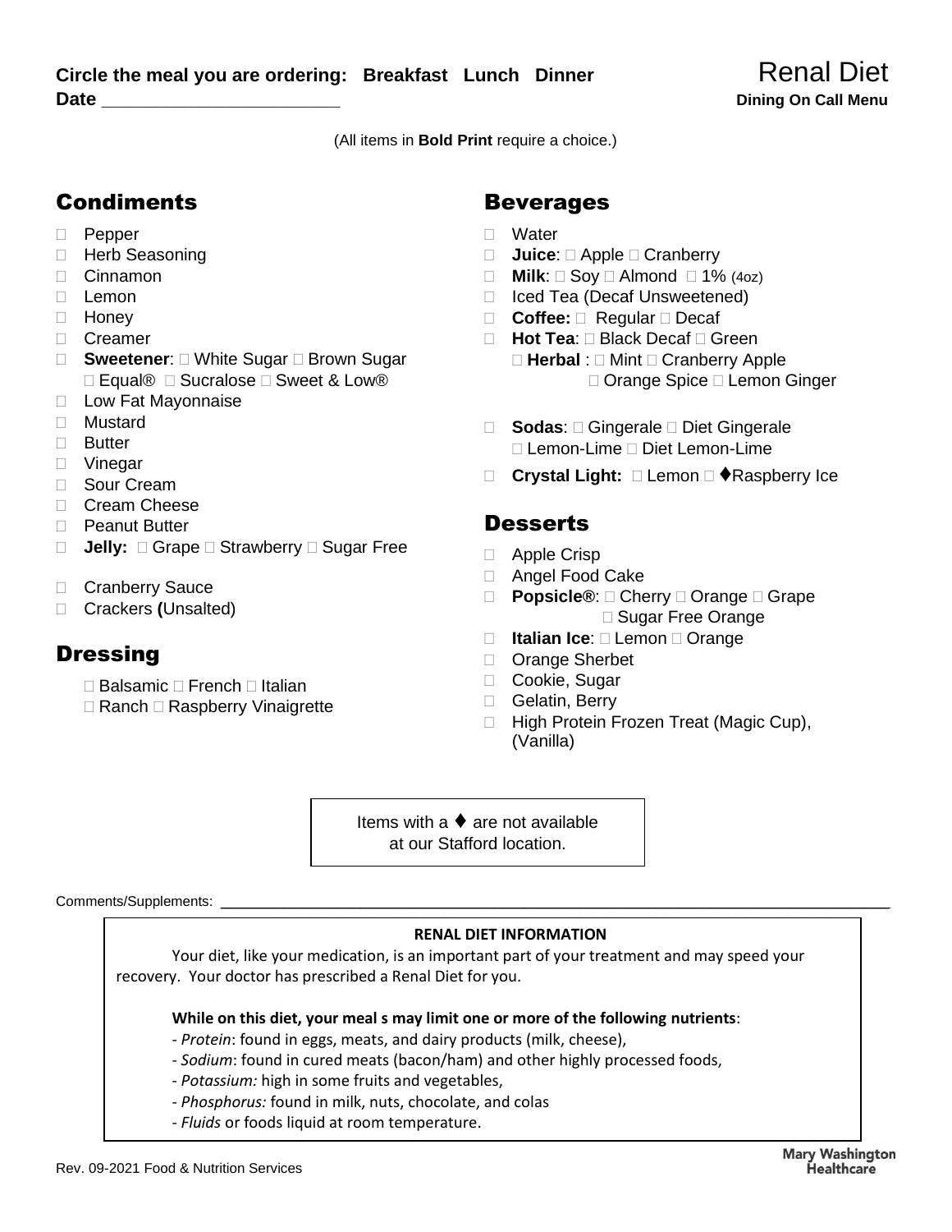**Circle the meal you are ordering: Breakfast Lunch Dinner**

**Date ________________________**

# Renal Diet

**Dining On Call Menu**

(All items in **Bold Print** require a choice.)

## Condiments

- ☐ Pepper
- ☐ Herb Seasoning
- ☐ Cinnamon
- ☐ Lemon
- ☐ Honey
- ☐ Creamer
- ☐ **Sweetener**: ☐ White Sugar ☐ Brown Sugar ☐ Equal® ☐ Sucralose ☐ Sweet & Low®
- ☐ Low Fat Mayonnaise
- ☐ Mustard
- ☐ Butter
- ☐ Vinegar
- ☐ Sour Cream
- ☐ Cream Cheese
- ☐ Peanut Butter
- ☐ **Jelly:** ☐ Grape ☐ Strawberry ☐ Sugar Free
- ☐ Cranberry Sauce
- ☐ Crackers **(**Unsalted)

## Dressing

☐ Balsamic ☐ French ☐ Italian
☐ Ranch ☐ Raspberry Vinaigrette

## Beverages

- ☐ Water
- ☐ **Juice**: ☐ Apple ☐ Cranberry
- ☐ **Milk**: ☐ Soy ☐ Almond ☐ 1% (4oz)
- ☐ Iced Tea (Decaf Unsweetened)
- ☐ **Coffee:** ☐ Regular ☐ Decaf
- ☐ **Hot Tea**: ☐ Black Decaf ☐ Green ☐ **Herbal** : ☐ Mint ☐ Cranberry Apple ☐ Orange Spice ☐ Lemon Ginger
- ☐ **Sodas**: ☐ Gingerale ☐ Diet Gingerale ☐ Lemon-Lime ☐ Diet Lemon-Lime
- ☐ **Crystal Light:** ☐ Lemon ☐ ♦Raspberry Ice

## Desserts

- ☐ Apple Crisp
- ☐ Angel Food Cake
- ☐ **Popsicle®**: ☐ Cherry ☐ Orange ☐ Grape ☐ Sugar Free Orange
- ☐ **Italian Ice**: ☐ Lemon ☐ Orange
- ☐ Orange Sherbet
- ☐ Cookie, Sugar
- ☐ Gelatin, Berry
- ☐ High Protein Frozen Treat (Magic Cup), (Vanilla)

Items with a ♦ are not available at our Stafford location.

Comments/Supplements: ____________________________________________

**RENAL DIET INFORMATION**

Your diet, like your medication, is an important part of your treatment and may speed your recovery. Your doctor has prescribed a Renal Diet for you.

**While on this diet, your meal s may limit one or more of the following nutrients**:

- *Protein*: found in eggs, meats, and dairy products (milk, cheese),
- *Sodium*: found in cured meats (bacon/ham) and other highly processed foods,
- *Potassium:* high in some fruits and vegetables,
- *Phosphorus:* found in milk, nuts, chocolate, and colas
- *Fluids* or foods liquid at room temperature.

Rev. 09-2021 Food & Nutrition Services

Mary Washington Healthcare